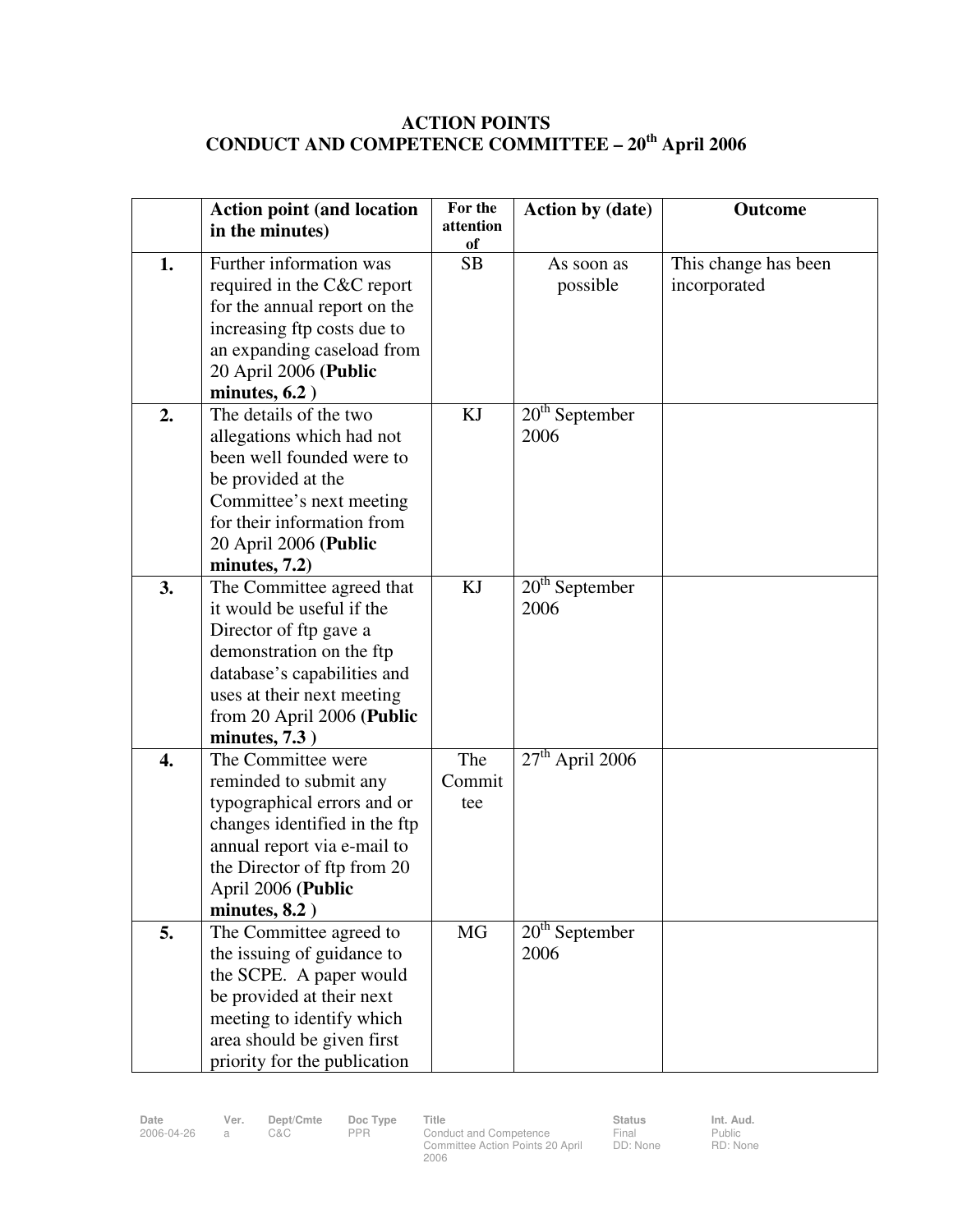# ACTION POINTS
## CONDUCT AND COMPETENCE COMMITTEE – 20th April 2006

| | Action point (and location in the minutes) | For the attention of | Action by (date) | Outcome |
|---|---|---|---|---|
| **1.** | Further information was required in the C&C report for the annual report on the increasing ftp costs due to an expanding caseload from 20 April 2006 (**Public minutes, 6.2** ) | SB | As soon as possible | This change has been incorporated |
| **2.** | The details of the two allegations which had not been well founded were to be provided at the Committee's next meeting for their information from 20 April 2006 (**Public minutes, 7.2)** | KJ | 20th September 2006 | |
| **3.** | The Committee agreed that it would be useful if the Director of ftp gave a demonstration on the ftp database's capabilities and uses at their next meeting from 20 April 2006 (**Public minutes, 7.3** ) | KJ | 20th September 2006 | |
| **4.** | The Committee were reminded to submit any typographical errors and or changes identified in the ftp annual report via e-mail to the Director of ftp from 20 April 2006 (**Public minutes, 8.2** ) | The Committee | 27th April 2006 | |
| **5.** | The Committee agreed to the issuing of guidance to the SCPE. A paper would be provided at their next meeting to identify which area should be given first priority for the publication | MG | 20th September 2006 | |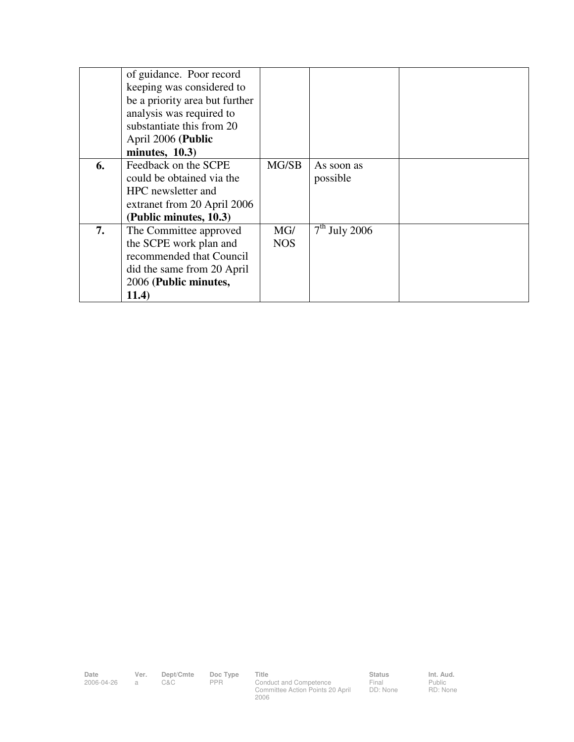| | | | | |
|---|---|---|---|---|
| | of guidance. Poor record keeping was considered to be a priority area but further analysis was required to substantiate this from 20 April 2006 (**Public minutes, 10.3**) | | | |
| **6.** | Feedback on the SCPE could be obtained via the HPC newsletter and extranet from 20 April 2006 **(Public minutes, 10.3)** | MG/SB | As soon as possible | |
| **7.** | The Committee approved the SCPE work plan and recommended that Council did the same from 20 April 2006 (**Public minutes, 11.4**) | MG/ NOS | 7th July 2006 | |